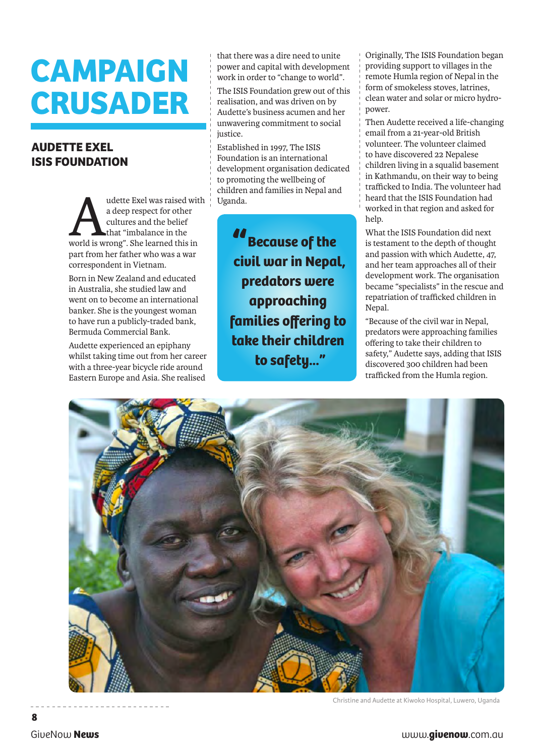# CAMPAIGN CRUSADER

## AUDETTE EXEL
## ISIS FOUNDATION

Audette Exel was raised with a deep respect for other cultures and the belief that "imbalance in the world is wrong". She learned this in part from her father who was a war correspondent in Vietnam.

Born in New Zealand and educated in Australia, she studied law and went on to become an international banker. She is the youngest woman to have run a publicly-traded bank, Bermuda Commercial Bank.

Audette experienced an epiphany whilst taking time out from her career with a three-year bicycle ride around Eastern Europe and Asia. She realised that there was a dire need to unite power and capital with development work in order to "change to world".

The ISIS Foundation grew out of this realisation, and was driven on by Audette's business acumen and her unwavering commitment to social justice.

Established in 1997, The ISIS Foundation is an international development organisation dedicated to promoting the wellbeing of children and families in Nepal and Uganda.

> **"Because of the civil war in Nepal, predators were approaching families offering to take their children to safety..."**

Originally, The ISIS Foundation began providing support to villages in the remote Humla region of Nepal in the form of smokeless stoves, latrines, clean water and solar or micro hydro-power.

Then Audette received a life-changing email from a 21-year-old British volunteer. The volunteer claimed to have discovered 22 Nepalese children living in a squalid basement in Kathmandu, on their way to being trafficked to India. The volunteer had heard that the ISIS Foundation had worked in that region and asked for help.

What the ISIS Foundation did next is testament to the depth of thought and passion with which Audette, 47, and her team approaches all of their development work. The organisation became "specialists" in the rescue and repatriation of trafficked children in Nepal.

"Because of the civil war in Nepal, predators were approaching families offering to take their children to safety," Audette says, adding that ISIS discovered 300 children had been trafficked from the Humla region.

Christine and Audette at Kiwoko Hospital, Luwero, Uganda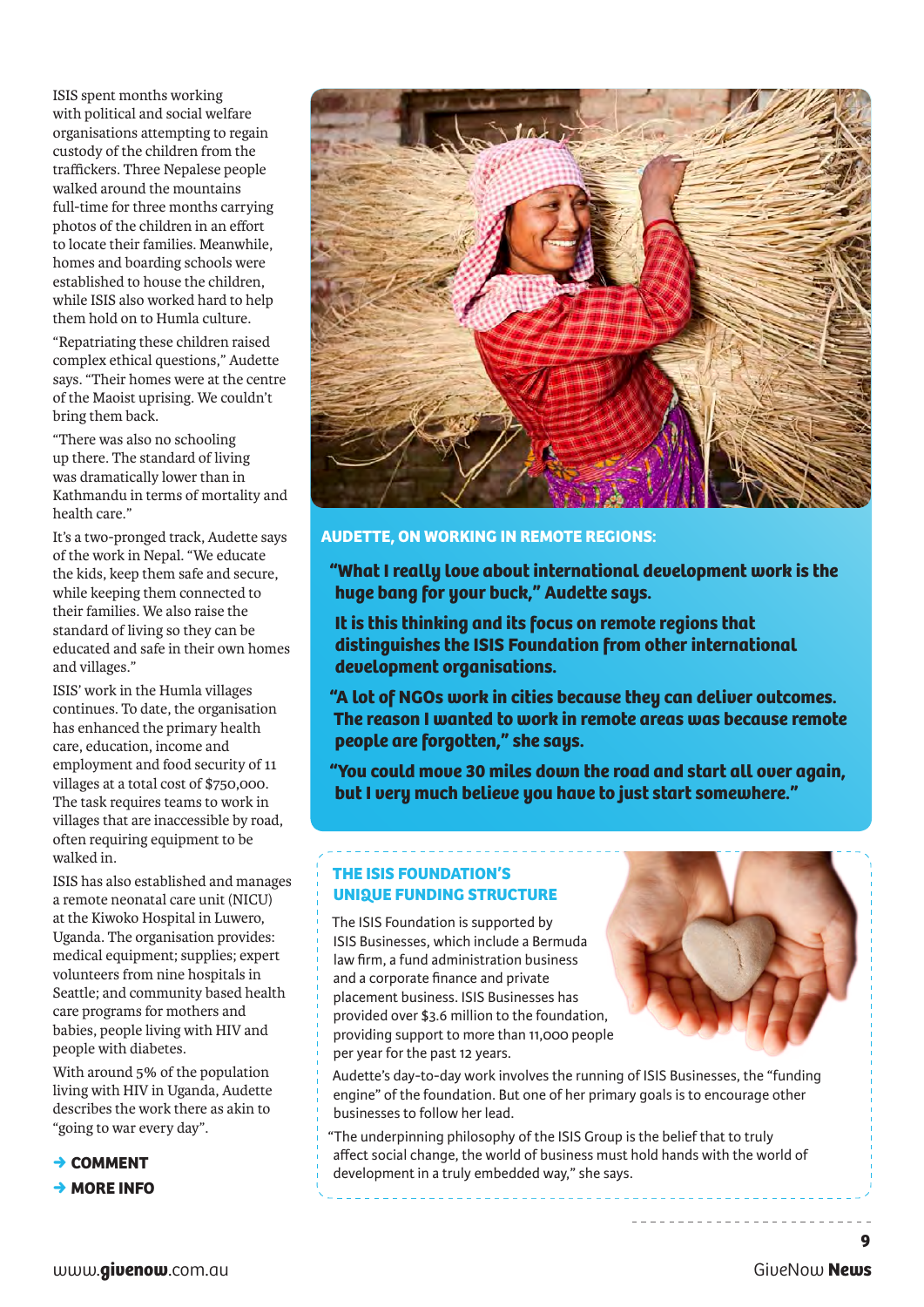ISIS spent months working with political and social welfare organisations attempting to regain custody of the children from the traffickers. Three Nepalese people walked around the mountains full-time for three months carrying photos of the children in an effort to locate their families. Meanwhile, homes and boarding schools were established to house the children, while ISIS also worked hard to help them hold on to Humla culture.

"Repatriating these children raised complex ethical questions," Audette says. "Their homes were at the centre of the Maoist uprising. We couldn't bring them back.

"There was also no schooling up there. The standard of living was dramatically lower than in Kathmandu in terms of mortality and health care."

It's a two-pronged track, Audette says of the work in Nepal. "We educate the kids, keep them safe and secure, while keeping them connected to their families. We also raise the standard of living so they can be educated and safe in their own homes and villages."

ISIS' work in the Humla villages continues. To date, the organisation has enhanced the primary health care, education, income and employment and food security of 11 villages at a total cost of $750,000. The task requires teams to work in villages that are inaccessible by road, often requiring equipment to be walked in.

ISIS has also established and manages a remote neonatal care unit (NICU) at the Kiwoko Hospital in Luwero, Uganda. The organisation provides: medical equipment; supplies; expert volunteers from nine hospitals in Seattle; and community based health care programs for mothers and babies, people living with HIV and people with diabetes.

With around 5% of the population living with HIV in Uganda, Audette describes the work there as akin to "going to war every day".

➔ **COMMENT**

➔ **MORE INFO**

## AUDETTE, ON WORKING IN REMOTE REGIONS:

**"What I really love about international development work is the huge bang for your buck," Audette says.**

**It is this thinking and its focus on remote regions that distinguishes the ISIS Foundation from other international development organisations.**

**"A lot of NGOs work in cities because they can deliver outcomes. The reason I wanted to work in remote areas was because remote people are forgotten," she says.**

**"You could move 30 miles down the road and start all over again, but I very much believe you have to just start somewhere."**

## THE ISIS FOUNDATION'S UNIQUE FUNDING STRUCTURE

The ISIS Foundation is supported by ISIS Businesses, which include a Bermuda law firm, a fund administration business and a corporate finance and private placement business. ISIS Businesses has provided over $3.6 million to the foundation, providing support to more than 11,000 people per year for the past 12 years.

Audette's day-to-day work involves the running of ISIS Businesses, the "funding engine" of the foundation. But one of her primary goals is to encourage other businesses to follow her lead.

"The underpinning philosophy of the ISIS Group is the belief that to truly affect social change, the world of business must hold hands with the world of development in a truly embedded way," she says.